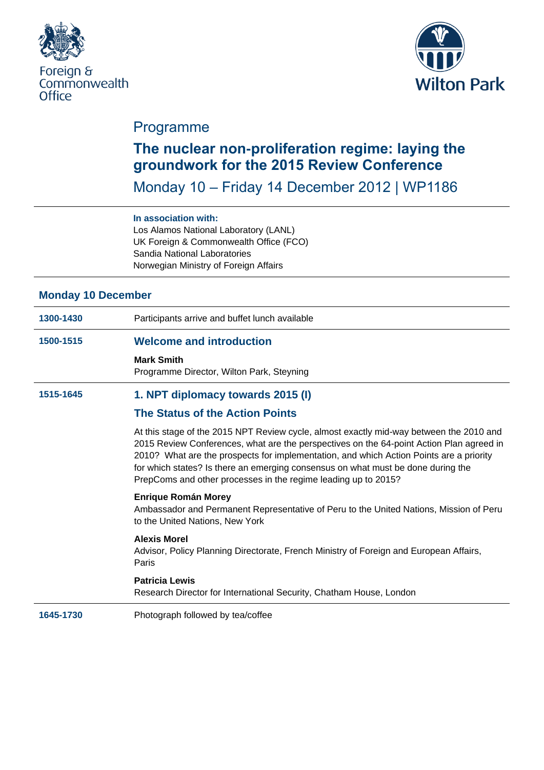Foreign & Commonwealth Office

Wilton Park

# Programme

## The nuclear non-proliferation regime: laying the groundwork for the 2015 Review Conference

Monday 10 – Friday 14 December 2012 | WP1186

**In association with:**
Los Alamos National Laboratory (LANL)
UK Foreign & Commonwealth Office (FCO)
Sandia National Laboratories
Norwegian Ministry of Foreign Affairs

### Monday 10 December

**1300-1430** Participants arrive and buffet lunch available

**1500-1515** **Welcome and introduction**

**Mark Smith**
Programme Director, Wilton Park, Steyning

**1515-1645** **1. NPT diplomacy towards 2015 (I)**

**The Status of the Action Points**

At this stage of the 2015 NPT Review cycle, almost exactly mid-way between the 2010 and 2015 Review Conferences, what are the perspectives on the 64-point Action Plan agreed in 2010? What are the prospects for implementation, and which Action Points are a priority for which states? Is there an emerging consensus on what must be done during the PrepComs and other processes in the regime leading up to 2015?

**Enrique Román Morey**
Ambassador and Permanent Representative of Peru to the United Nations, Mission of Peru to the United Nations, New York

**Alexis Morel**
Advisor, Policy Planning Directorate, French Ministry of Foreign and European Affairs, Paris

**Patricia Lewis**
Research Director for International Security, Chatham House, London

**1645-1730** Photograph followed by tea/coffee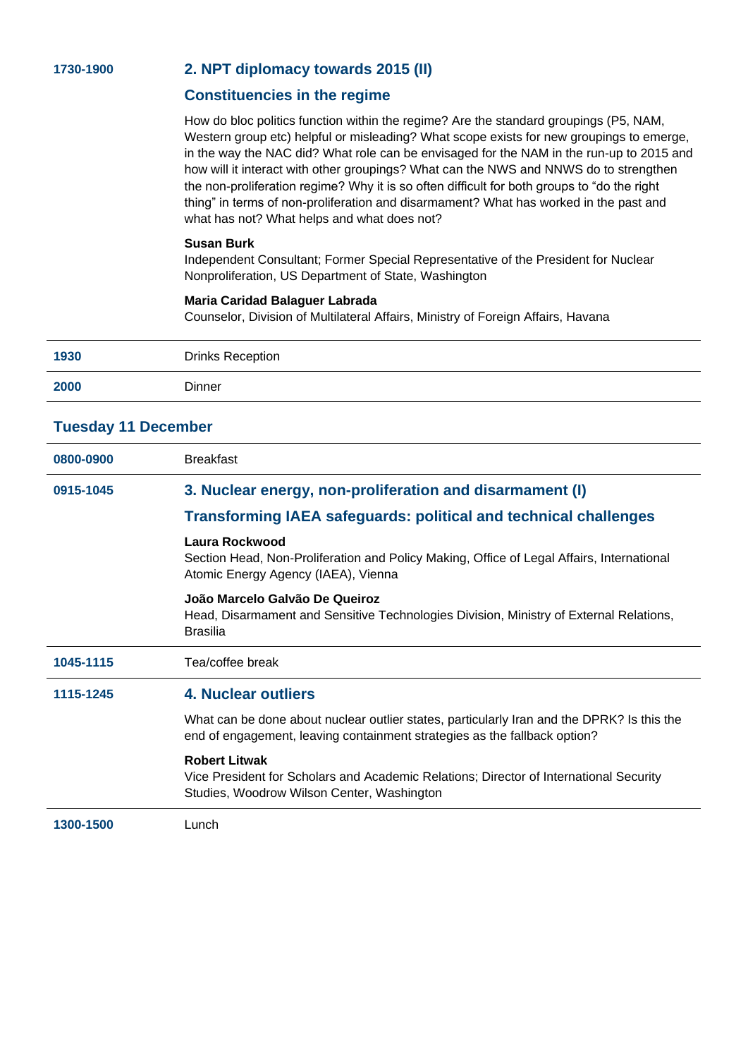**1730-1900**

## 2. NPT diplomacy towards 2015 (II)

### Constituencies in the regime

How do bloc politics function within the regime? Are the standard groupings (P5, NAM, Western group etc) helpful or misleading? What scope exists for new groupings to emerge, in the way the NAC did? What role can be envisaged for the NAM in the run-up to 2015 and how will it interact with other groupings? What can the NWS and NNWS do to strengthen the non-proliferation regime? Why it is so often difficult for both groups to "do the right thing" in terms of non-proliferation and disarmament? What has worked in the past and what has not? What helps and what does not?

**Susan Burk**
Independent Consultant; Former Special Representative of the President for Nuclear Nonproliferation, US Department of State, Washington

**Maria Caridad Balaguer Labrada**
Counselor, Division of Multilateral Affairs, Ministry of Foreign Affairs, Havana

| | |
|---|---|
| **1930** | Drinks Reception |
| **2000** | Dinner |

## Tuesday 11 December

| | |
|---|---|
| **0800-0900** | Breakfast |

**0915-1045**

## 3. Nuclear energy, non-proliferation and disarmament (I)

### Transforming IAEA safeguards: political and technical challenges

**Laura Rockwood**
Section Head, Non-Proliferation and Policy Making, Office of Legal Affairs, International Atomic Energy Agency (IAEA), Vienna

**João Marcelo Galvão De Queiroz**
Head, Disarmament and Sensitive Technologies Division, Ministry of External Relations, Brasilia

| | |
|---|---|
| **1045-1115** | Tea/coffee break |

**1115-1245**

## 4. Nuclear outliers

What can be done about nuclear outlier states, particularly Iran and the DPRK? Is this the end of engagement, leaving containment strategies as the fallback option?

**Robert Litwak**
Vice President for Scholars and Academic Relations; Director of International Security Studies, Woodrow Wilson Center, Washington

| | |
|---|---|
| **1300-1500** | Lunch |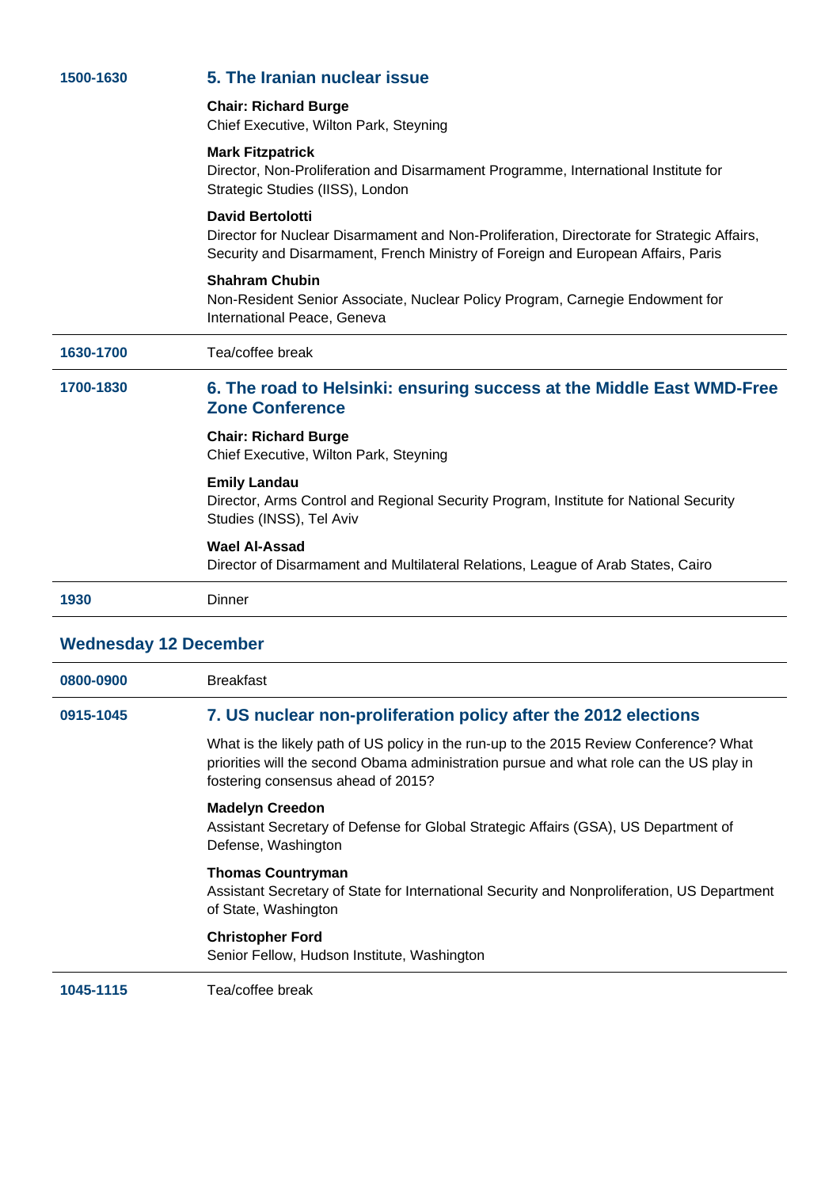**1500-1630**

### 5. The Iranian nuclear issue

**Chair: Richard Burge**
Chief Executive, Wilton Park, Steyning

**Mark Fitzpatrick**
Director, Non-Proliferation and Disarmament Programme, International Institute for Strategic Studies (IISS), London

**David Bertolotti**
Director for Nuclear Disarmament and Non-Proliferation, Directorate for Strategic Affairs, Security and Disarmament, French Ministry of Foreign and European Affairs, Paris

**Shahram Chubin**
Non-Resident Senior Associate, Nuclear Policy Program, Carnegie Endowment for International Peace, Geneva

---

**1630-1700** Tea/coffee break

---

**1700-1830**

### 6. The road to Helsinki: ensuring success at the Middle East WMD-Free Zone Conference

**Chair: Richard Burge**
Chief Executive, Wilton Park, Steyning

**Emily Landau**
Director, Arms Control and Regional Security Program, Institute for National Security Studies (INSS), Tel Aviv

**Wael Al-Assad**
Director of Disarmament and Multilateral Relations, League of Arab States, Cairo

---

**1930** Dinner

---

## Wednesday 12 December

**0800-0900** Breakfast

---

**0915-1045**

### 7. US nuclear non-proliferation policy after the 2012 elections

What is the likely path of US policy in the run-up to the 2015 Review Conference? What priorities will the second Obama administration pursue and what role can the US play in fostering consensus ahead of 2015?

**Madelyn Creedon**
Assistant Secretary of Defense for Global Strategic Affairs (GSA), US Department of Defense, Washington

**Thomas Countryman**
Assistant Secretary of State for International Security and Nonproliferation, US Department of State, Washington

**Christopher Ford**
Senior Fellow, Hudson Institute, Washington

---

**1045-1115** Tea/coffee break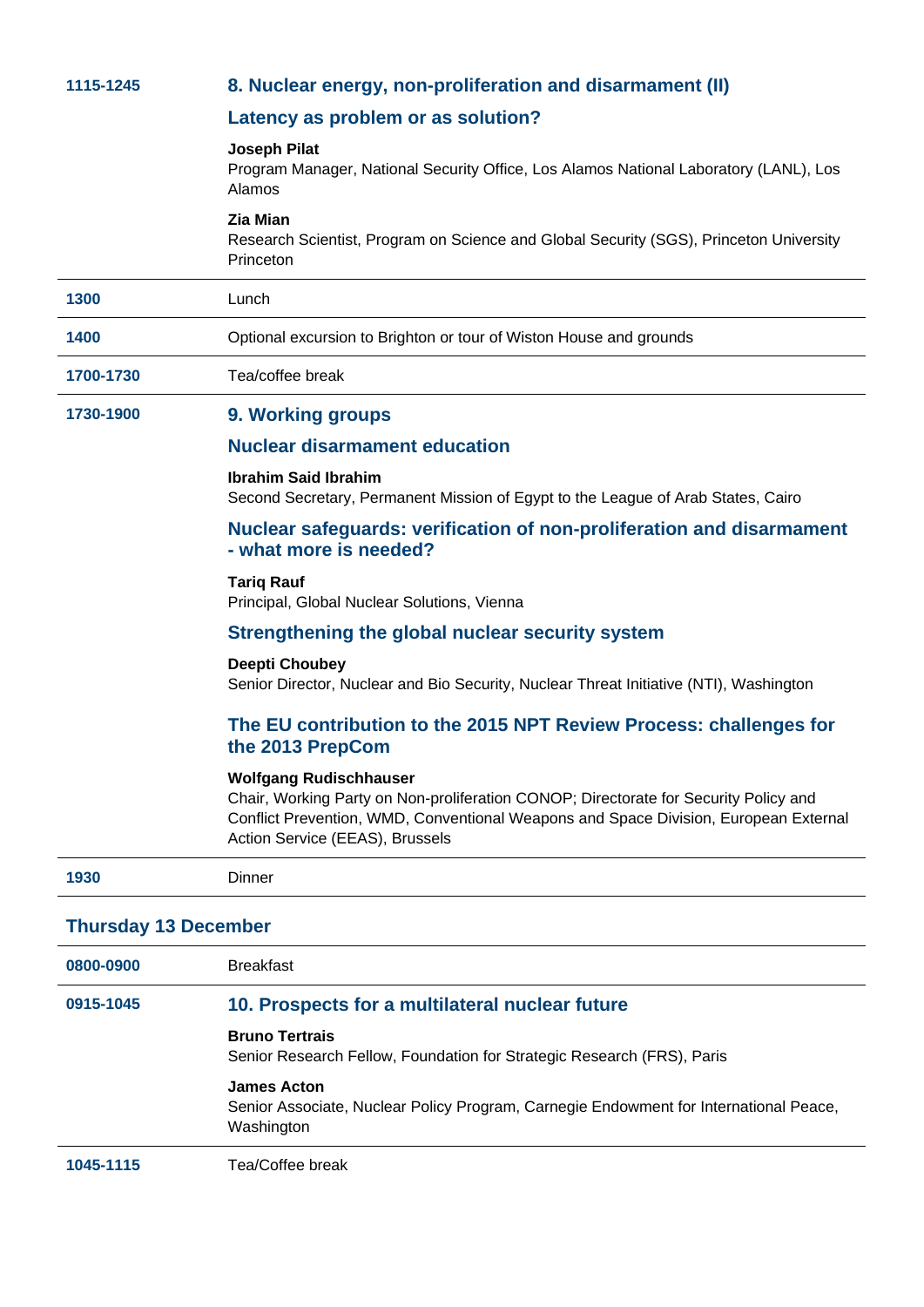**1115-1245**

## 8. Nuclear energy, non-proliferation and disarmament (II)

### Latency as problem or as solution?

**Joseph Pilat**
Program Manager, National Security Office, Los Alamos National Laboratory (LANL), Los Alamos

**Zia Mian**
Research Scientist, Program on Science and Global Security (SGS), Princeton University Princeton

---

**1300** Lunch

---

**1400** Optional excursion to Brighton or tour of Wiston House and grounds

---

**1700-1730** Tea/coffee break

---

**1730-1900**

## 9. Working groups

### Nuclear disarmament education

**Ibrahim Said Ibrahim**
Second Secretary, Permanent Mission of Egypt to the League of Arab States, Cairo

### Nuclear safeguards: verification of non-proliferation and disarmament - what more is needed?

**Tariq Rauf**
Principal, Global Nuclear Solutions, Vienna

### Strengthening the global nuclear security system

**Deepti Choubey**
Senior Director, Nuclear and Bio Security, Nuclear Threat Initiative (NTI), Washington

### The EU contribution to the 2015 NPT Review Process: challenges for the 2013 PrepCom

**Wolfgang Rudischhauser**
Chair, Working Party on Non-proliferation CONOP; Directorate for Security Policy and Conflict Prevention, WMD, Conventional Weapons and Space Division, European External Action Service (EEAS), Brussels

---

**1930** Dinner

---

## Thursday 13 December

---

**0800-0900** Breakfast

---

**0915-1045**

## 10. Prospects for a multilateral nuclear future

**Bruno Tertrais**
Senior Research Fellow, Foundation for Strategic Research (FRS), Paris

**James Acton**
Senior Associate, Nuclear Policy Program, Carnegie Endowment for International Peace, Washington

---

**1045-1115** Tea/Coffee break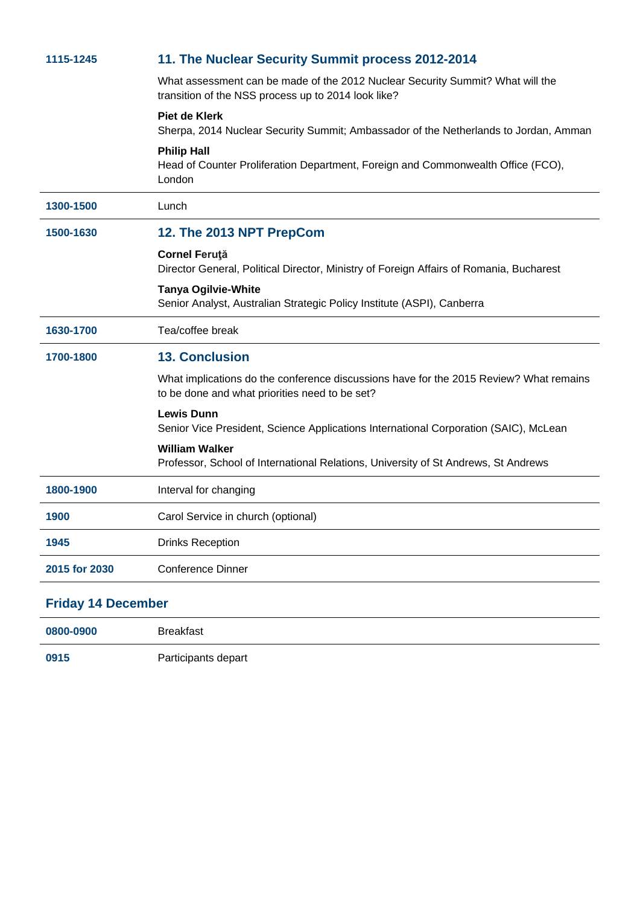| | |
|---|---|
| **1115-1245** | **11. The Nuclear Security Summit process 2012-2014**<br>What assessment can be made of the 2012 Nuclear Security Summit? What will the transition of the NSS process up to 2014 look like?<br>**Piet de Klerk**<br>Sherpa, 2014 Nuclear Security Summit; Ambassador of the Netherlands to Jordan, Amman<br>**Philip Hall**<br>Head of Counter Proliferation Department, Foreign and Commonwealth Office (FCO), London |
| **1300-1500** | Lunch |
| **1500-1630** | **12. The 2013 NPT PrepCom**<br>**Cornel Feruţă**<br>Director General, Political Director, Ministry of Foreign Affairs of Romania, Bucharest<br>**Tanya Ogilvie-White**<br>Senior Analyst, Australian Strategic Policy Institute (ASPI), Canberra |
| **1630-1700** | Tea/coffee break |
| **1700-1800** | **13. Conclusion**<br>What implications do the conference discussions have for the 2015 Review? What remains to be done and what priorities need to be set?<br>**Lewis Dunn**<br>Senior Vice President, Science Applications International Corporation (SAIC), McLean<br>**William Walker**<br>Professor, School of International Relations, University of St Andrews, St Andrews |
| **1800-1900** | Interval for changing |
| **1900** | Carol Service in church (optional) |
| **1945** | Drinks Reception |
| **2015 for 2030** | Conference Dinner |

## Friday 14 December

| | |
|---|---|
| **0800-0900** | Breakfast |
| **0915** | Participants depart |